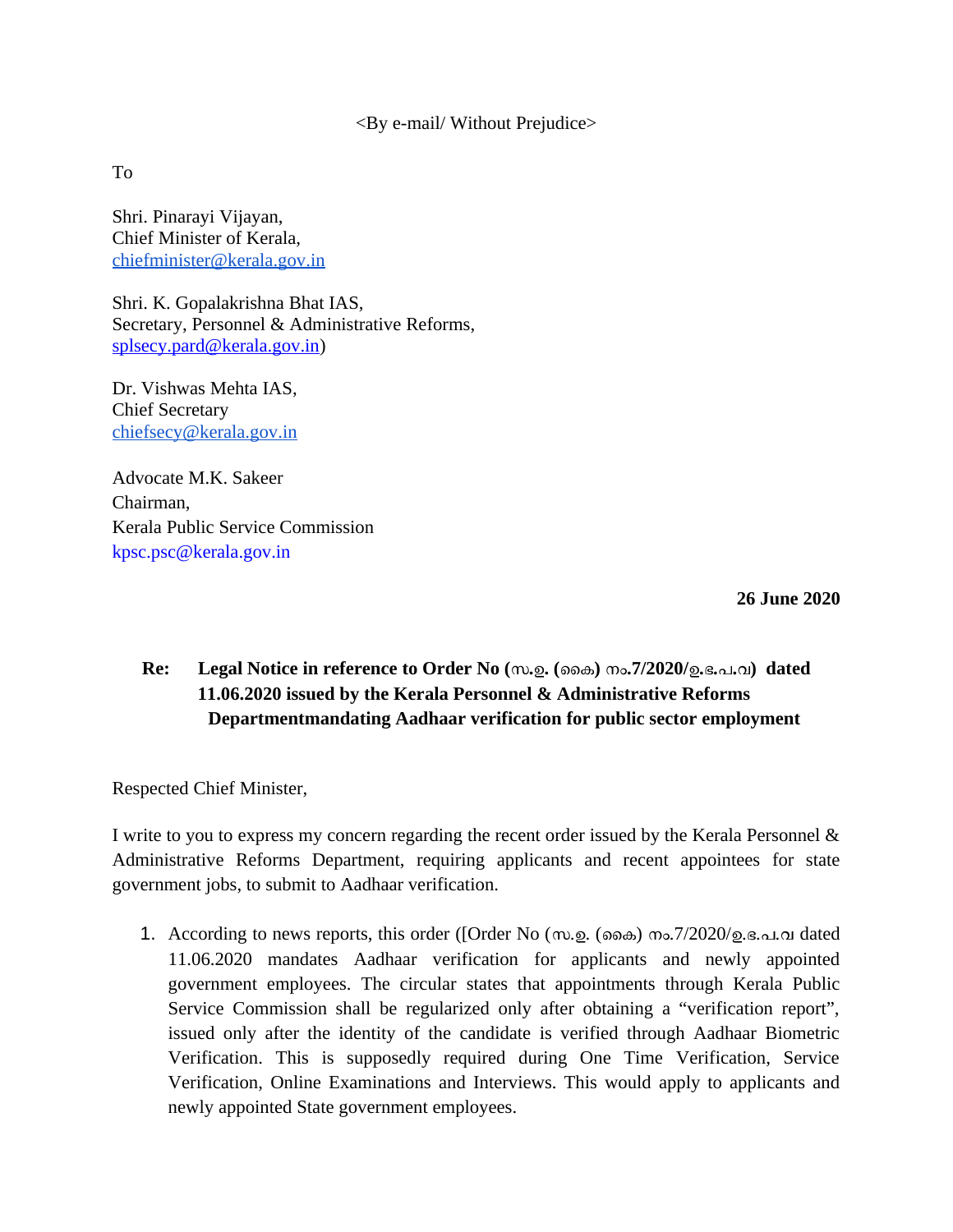<By e-mail/ Without Prejudice>

To

Shri. Pinarayi Vijayan,
Chief Minister of Kerala,
chiefminister@kerala.gov.in

Shri. K. Gopalakrishna Bhat IAS,
Secretary, Personnel & Administrative Reforms,
splsecy.pard@kerala.gov.in)

Dr. Vishwas Mehta IAS,
Chief Secretary
chiefsecy@kerala.gov.in

Advocate M.K. Sakeer
Chairman,
Kerala Public Service Commission
kpsc.psc@kerala.gov.in

**26 June 2020**

**Re: Legal Notice in reference to Order No (സ.ഉ. (കൈ) നം.7/2020/ഉ.ഭ.പ.വ) dated 11.06.2020 issued by the Kerala Personnel & Administrative Reforms Departmentmandating Aadhaar verification for public sector employment**

Respected Chief Minister,

I write to you to express my concern regarding the recent order issued by the Kerala Personnel & Administrative Reforms Department, requiring applicants and recent appointees for state government jobs, to submit to Aadhaar verification.

1. According to news reports, this order ([Order No (സ.ഉ. (കൈ) നം.7/2020/ഉ.ഭ.പ.വ dated 11.06.2020 mandates Aadhaar verification for applicants and newly appointed government employees. The circular states that appointments through Kerala Public Service Commission shall be regularized only after obtaining a "verification report", issued only after the identity of the candidate is verified through Aadhaar Biometric Verification. This is supposedly required during One Time Verification, Service Verification, Online Examinations and Interviews. This would apply to applicants and newly appointed State government employees.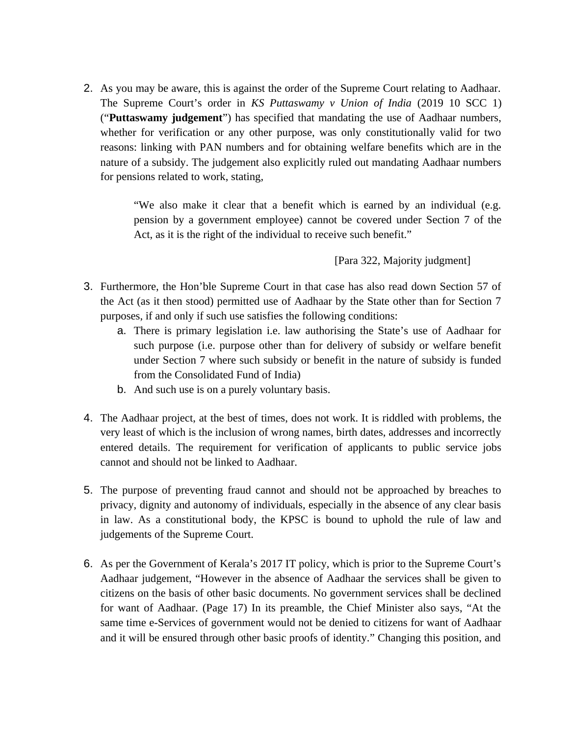2. As you may be aware, this is against the order of the Supreme Court relating to Aadhaar. The Supreme Court's order in *KS Puttaswamy v Union of India* (2019 10 SCC 1) ("**Puttaswamy judgement**") has specified that mandating the use of Aadhaar numbers, whether for verification or any other purpose, was only constitutionally valid for two reasons: linking with PAN numbers and for obtaining welfare benefits which are in the nature of a subsidy. The judgement also explicitly ruled out mandating Aadhaar numbers for pensions related to work, stating,

   > "We also make it clear that a benefit which is earned by an individual (e.g. pension by a government employee) cannot be covered under Section 7 of the Act, as it is the right of the individual to receive such benefit."
   >
   > [Para 322, Majority judgment]

3. Furthermore, the Hon'ble Supreme Court in that case has also read down Section 57 of the Act (as it then stood) permitted use of Aadhaar by the State other than for Section 7 purposes, if and only if such use satisfies the following conditions:
   a. There is primary legislation i.e. law authorising the State's use of Aadhaar for such purpose (i.e. purpose other than for delivery of subsidy or welfare benefit under Section 7 where such subsidy or benefit in the nature of subsidy is funded from the Consolidated Fund of India)
   b. And such use is on a purely voluntary basis.

4. The Aadhaar project, at the best of times, does not work. It is riddled with problems, the very least of which is the inclusion of wrong names, birth dates, addresses and incorrectly entered details. The requirement for verification of applicants to public service jobs cannot and should not be linked to Aadhaar.

5. The purpose of preventing fraud cannot and should not be approached by breaches to privacy, dignity and autonomy of individuals, especially in the absence of any clear basis in law. As a constitutional body, the KPSC is bound to uphold the rule of law and judgements of the Supreme Court.

6. As per the Government of Kerala's 2017 IT policy, which is prior to the Supreme Court's Aadhaar judgement, "However in the absence of Aadhaar the services shall be given to citizens on the basis of other basic documents. No government services shall be declined for want of Aadhaar. (Page 17) In its preamble, the Chief Minister also says, "At the same time e-Services of government would not be denied to citizens for want of Aadhaar and it will be ensured through other basic proofs of identity." Changing this position, and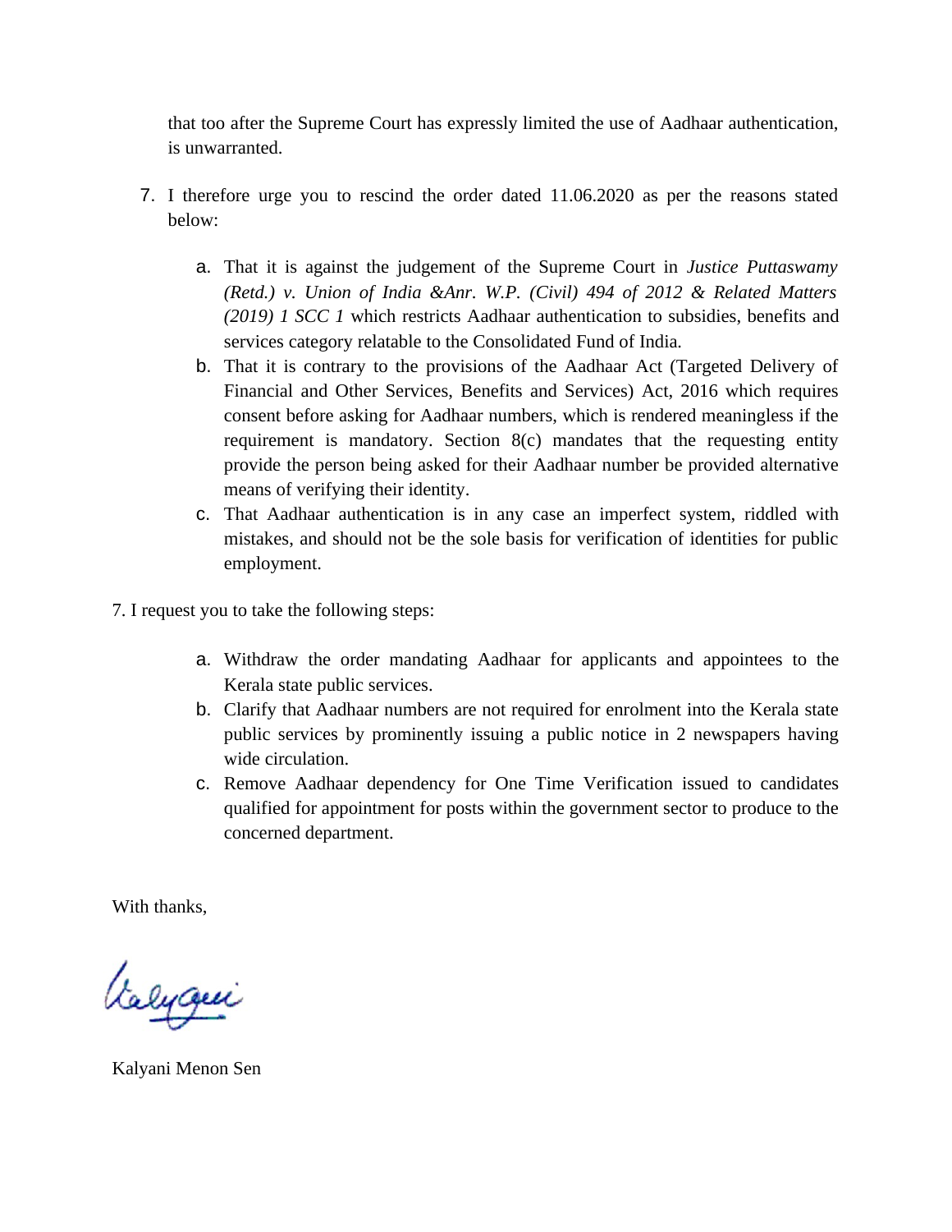that too after the Supreme Court has expressly limited the use of Aadhaar authentication, is unwarranted.

7. I therefore urge you to rescind the order dated 11.06.2020 as per the reasons stated below:

    a. That it is against the judgement of the Supreme Court in *Justice Puttaswamy (Retd.) v. Union of India &Anr. W.P. (Civil) 494 of 2012 & Related Matters (2019) 1 SCC 1* which restricts Aadhaar authentication to subsidies, benefits and services category relatable to the Consolidated Fund of India.
    b. That it is contrary to the provisions of the Aadhaar Act (Targeted Delivery of Financial and Other Services, Benefits and Services) Act, 2016 which requires consent before asking for Aadhaar numbers, which is rendered meaningless if the requirement is mandatory. Section 8(c) mandates that the requesting entity provide the person being asked for their Aadhaar number be provided alternative means of verifying their identity.
    c. That Aadhaar authentication is in any case an imperfect system, riddled with mistakes, and should not be the sole basis for verification of identities for public employment.

7. I request you to take the following steps:

    a. Withdraw the order mandating Aadhaar for applicants and appointees to the Kerala state public services.
    b. Clarify that Aadhaar numbers are not required for enrolment into the Kerala state public services by prominently issuing a public notice in 2 newspapers having wide circulation.
    c. Remove Aadhaar dependency for One Time Verification issued to candidates qualified for appointment for posts within the government sector to produce to the concerned department.

With thanks,

Kalyani Menon Sen